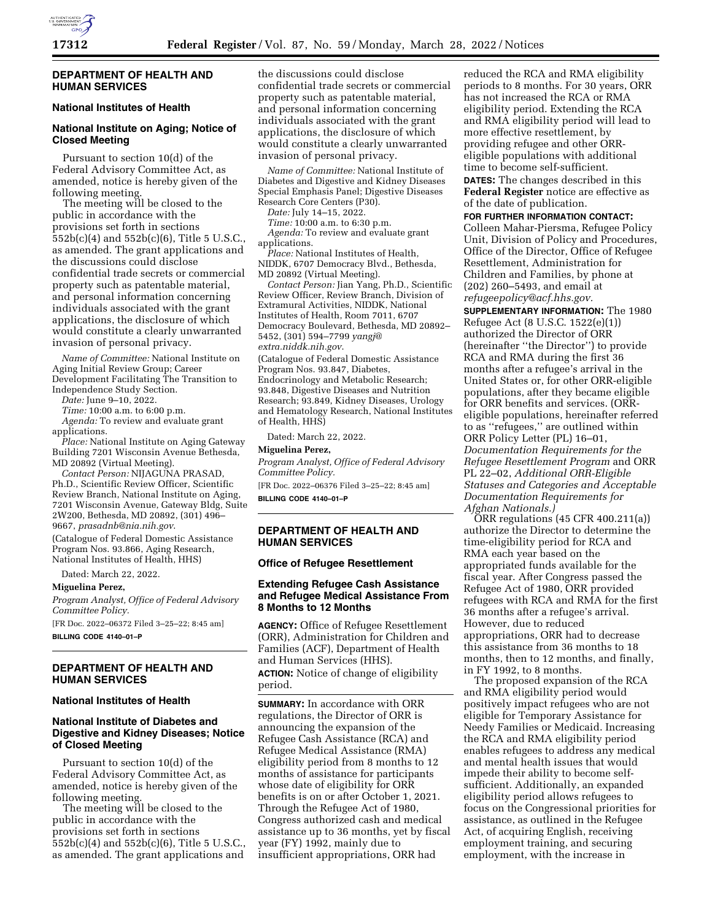## DEPARTMENT OF HEALTH AND HUMAN SERVICES

### National Institutes of Health

### National Institute on Aging; Notice of Closed Meeting

Pursuant to section 10(d) of the Federal Advisory Committee Act, as amended, notice is hereby given of the following meeting.

The meeting will be closed to the public in accordance with the provisions set forth in sections 552b(c)(4) and 552b(c)(6), Title 5 U.S.C., as amended. The grant applications and the discussions could disclose confidential trade secrets or commercial property such as patentable material, and personal information concerning individuals associated with the grant applications, the disclosure of which would constitute a clearly unwarranted invasion of personal privacy.

*Name of Committee:* National Institute on Aging Initial Review Group; Career Development Facilitating The Transition to Independence Study Section.

*Date:* June 9–10, 2022.

*Time:* 10:00 a.m. to 6:00 p.m.

*Agenda:* To review and evaluate grant applications.

*Place:* National Institute on Aging Gateway Building 7201 Wisconsin Avenue Bethesda, MD 20892 (Virtual Meeting).

*Contact Person:* NIJAGUNA PRASAD, Ph.D., Scientific Review Officer, Scientific Review Branch, National Institute on Aging, 7201 Wisconsin Avenue, Gateway Bldg, Suite 2W200, Bethesda, MD 20892, (301) 496–9667, *prasadnb@nia.nih.gov*.

(Catalogue of Federal Domestic Assistance Program Nos. 93.866, Aging Research, National Institutes of Health, HHS)

Dated: March 22, 2022.

**Miguelina Perez,**

*Program Analyst, Office of Federal Advisory Committee Policy.*

[FR Doc. 2022–06372 Filed 3–25–22; 8:45 am]

**BILLING CODE 4140–01–P**

## DEPARTMENT OF HEALTH AND HUMAN SERVICES

### National Institutes of Health

### National Institute of Diabetes and Digestive and Kidney Diseases; Notice of Closed Meeting

Pursuant to section 10(d) of the Federal Advisory Committee Act, as amended, notice is hereby given of the following meeting.

The meeting will be closed to the public in accordance with the provisions set forth in sections 552b(c)(4) and 552b(c)(6), Title 5 U.S.C., as amended. The grant applications and the discussions could disclose confidential trade secrets or commercial property such as patentable material, and personal information concerning individuals associated with the grant applications, the disclosure of which would constitute a clearly unwarranted invasion of personal privacy.

*Name of Committee:* National Institute of Diabetes and Digestive and Kidney Diseases Special Emphasis Panel; Digestive Diseases Research Core Centers (P30).

*Date:* July 14–15, 2022.

*Time:* 10:00 a.m. to 6:30 p.m.

*Agenda:* To review and evaluate grant applications.

*Place:* National Institutes of Health, NIDDK, 6707 Democracy Blvd., Bethesda, MD 20892 (Virtual Meeting).

*Contact Person:* Jian Yang, Ph.D., Scientific Review Officer, Review Branch, Division of Extramural Activities, NIDDK, National Institutes of Health, Room 7011, 6707 Democracy Boulevard, Bethesda, MD 20892–5452, (301) 594–7799 *yangj@extra.niddk.nih.gov*.

(Catalogue of Federal Domestic Assistance Program Nos. 93.847, Diabetes, Endocrinology and Metabolic Research; 93.848, Digestive Diseases and Nutrition Research; 93.849, Kidney Diseases, Urology and Hematology Research, National Institutes of Health, HHS)

Dated: March 22, 2022.

**Miguelina Perez,**

*Program Analyst, Office of Federal Advisory Committee Policy.*

[FR Doc. 2022–06376 Filed 3–25–22; 8:45 am]

**BILLING CODE 4140–01–P**

## DEPARTMENT OF HEALTH AND HUMAN SERVICES

### Office of Refugee Resettlement

### Extending Refugee Cash Assistance and Refugee Medical Assistance From 8 Months to 12 Months

**AGENCY:** Office of Refugee Resettlement (ORR), Administration for Children and Families (ACF), Department of Health and Human Services (HHS).

**ACTION:** Notice of change of eligibility period.

**SUMMARY:** In accordance with ORR regulations, the Director of ORR is announcing the expansion of the Refugee Cash Assistance (RCA) and Refugee Medical Assistance (RMA) eligibility period from 8 months to 12 months of assistance for participants whose date of eligibility for ORR benefits is on or after October 1, 2021. Through the Refugee Act of 1980, Congress authorized cash and medical assistance up to 36 months, yet by fiscal year (FY) 1992, mainly due to insufficient appropriations, ORR had reduced the RCA and RMA eligibility periods to 8 months. For 30 years, ORR has not increased the RCA or RMA eligibility period. Extending the RCA and RMA eligibility period will lead to more effective resettlement, by providing refugee and other ORR-eligible populations with additional time to become self-sufficient.

**DATES:** The changes described in this **Federal Register** notice are effective as of the date of publication.

**FOR FURTHER INFORMATION CONTACT:** Colleen Mahar-Piersma, Refugee Policy Unit, Division of Policy and Procedures, Office of the Director, Office of Refugee Resettlement, Administration for Children and Families, by phone at (202) 260–5493, and email at *refugeepolicy@acf.hhs.gov*.

**SUPPLEMENTARY INFORMATION:** The 1980 Refugee Act (8 U.S.C. 1522(e)(1)) authorized the Director of ORR (hereinafter ''the Director'') to provide RCA and RMA during the first 36 months after a refugee's arrival in the United States or, for other ORR-eligible populations, after they became eligible for ORR benefits and services. (ORR-eligible populations, hereinafter referred to as ''refugees,'' are outlined within ORR Policy Letter (PL) 16–01, *Documentation Requirements for the Refugee Resettlement Program* and ORR PL 22–02, *Additional ORR-Eligible Statuses and Categories and Acceptable Documentation Requirements for Afghan Nationals.)*

ORR regulations (45 CFR 400.211(a)) authorize the Director to determine the time-eligibility period for RCA and RMA each year based on the appropriated funds available for the fiscal year. After Congress passed the Refugee Act of 1980, ORR provided refugees with RCA and RMA for the first 36 months after a refugee's arrival. However, due to reduced appropriations, ORR had to decrease this assistance from 36 months to 18 months, then to 12 months, and finally, in FY 1992, to 8 months.

The proposed expansion of the RCA and RMA eligibility period would positively impact refugees who are not eligible for Temporary Assistance for Needy Families or Medicaid. Increasing the RCA and RMA eligibility period enables refugees to address any medical and mental health issues that would impede their ability to become self-sufficient. Additionally, an expanded eligibility period allows refugees to focus on the Congressional priorities for assistance, as outlined in the Refugee Act, of acquiring English, receiving employment training, and securing employment, with the increase in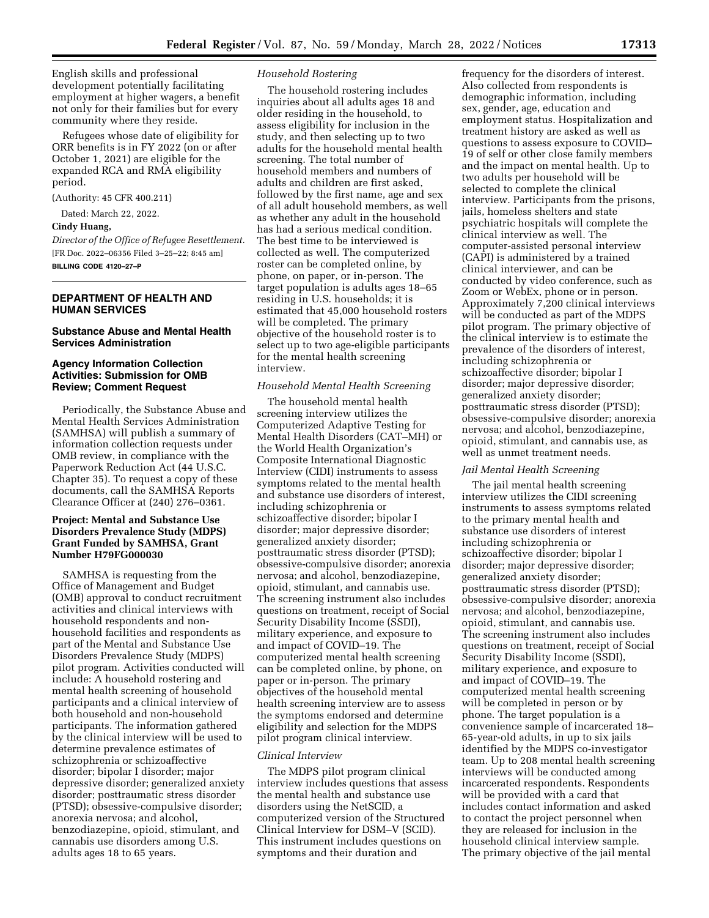English skills and professional development potentially facilitating employment at higher wagers, a benefit not only for their families but for every community where they reside.

Refugees whose date of eligibility for ORR benefits is in FY 2022 (on or after October 1, 2021) are eligible for the expanded RCA and RMA eligibility period.

(Authority: 45 CFR 400.211)

Dated: March 22, 2022.

**Cindy Huang,**

*Director of the Office of Refugee Resettlement.*

[FR Doc. 2022–06356 Filed 3–25–22; 8:45 am]

**BILLING CODE 4120–27–P**

## DEPARTMENT OF HEALTH AND HUMAN SERVICES

### Substance Abuse and Mental Health Services Administration

### Agency Information Collection Activities: Submission for OMB Review; Comment Request

Periodically, the Substance Abuse and Mental Health Services Administration (SAMHSA) will publish a summary of information collection requests under OMB review, in compliance with the Paperwork Reduction Act (44 U.S.C. Chapter 35). To request a copy of these documents, call the SAMHSA Reports Clearance Officer at (240) 276–0361.

### Project: Mental and Substance Use Disorders Prevalence Study (MDPS) Grant Funded by SAMHSA, Grant Number H79FG000030

SAMHSA is requesting from the Office of Management and Budget (OMB) approval to conduct recruitment activities and clinical interviews with household respondents and non-household facilities and respondents as part of the Mental and Substance Use Disorders Prevalence Study (MDPS) pilot program. Activities conducted will include: A household rostering and mental health screening of household participants and a clinical interview of both household and non-household participants. The information gathered by the clinical interview will be used to determine prevalence estimates of schizophrenia or schizoaffective disorder; bipolar I disorder; major depressive disorder; generalized anxiety disorder; posttraumatic stress disorder (PTSD); obsessive-compulsive disorder; anorexia nervosa; and alcohol, benzodiazepine, opioid, stimulant, and cannabis use disorders among U.S. adults ages 18 to 65 years.

*Household Rostering*

The household rostering includes inquiries about all adults ages 18 and older residing in the household, to assess eligibility for inclusion in the study, and then selecting up to two adults for the household mental health screening. The total number of household members and numbers of adults and children are first asked, followed by the first name, age and sex of all adult household members, as well as whether any adult in the household has had a serious medical condition. The best time to be interviewed is collected as well. The computerized roster can be completed online, by phone, on paper, or in-person. The target population is adults ages 18–65 residing in U.S. households; it is estimated that 45,000 household rosters will be completed. The primary objective of the household roster is to select up to two age-eligible participants for the mental health screening interview.

*Household Mental Health Screening*

The household mental health screening interview utilizes the Computerized Adaptive Testing for Mental Health Disorders (CAT–MH) or the World Health Organization's Composite International Diagnostic Interview (CIDI) instruments to assess symptoms related to the mental health and substance use disorders of interest, including schizophrenia or schizoaffective disorder; bipolar I disorder; major depressive disorder; generalized anxiety disorder; posttraumatic stress disorder (PTSD); obsessive-compulsive disorder; anorexia nervosa; and alcohol, benzodiazepine, opioid, stimulant, and cannabis use. The screening instrument also includes questions on treatment, receipt of Social Security Disability Income (SSDI), military experience, and exposure to and impact of COVID–19. The computerized mental health screening can be completed online, by phone, on paper or in-person. The primary objectives of the household mental health screening interview are to assess the symptoms endorsed and determine eligibility and selection for the MDPS pilot program clinical interview.

*Clinical Interview*

The MDPS pilot program clinical interview includes questions that assess the mental health and substance use disorders using the NetSCID, a computerized version of the Structured Clinical Interview for DSM–V (SCID). This instrument includes questions on symptoms and their duration and frequency for the disorders of interest. Also collected from respondents is demographic information, including sex, gender, age, education and employment status. Hospitalization and treatment history are asked as well as questions to assess exposure to COVID–19 of self or other close family members and the impact on mental health. Up to two adults per household will be selected to complete the clinical interview. Participants from the prisons, jails, homeless shelters and state psychiatric hospitals will complete the clinical interview as well. The computer-assisted personal interview (CAPI) is administered by a trained clinical interviewer, and can be conducted by video conference, such as Zoom or WebEx, phone or in person. Approximately 7,200 clinical interviews will be conducted as part of the MDPS pilot program. The primary objective of the clinical interview is to estimate the prevalence of the disorders of interest, including schizophrenia or schizoaffective disorder; bipolar I disorder; major depressive disorder; generalized anxiety disorder; posttraumatic stress disorder (PTSD); obsessive-compulsive disorder; anorexia nervosa; and alcohol, benzodiazepine, opioid, stimulant, and cannabis use, as well as unmet treatment needs.

*Jail Mental Health Screening*

The jail mental health screening interview utilizes the CIDI screening instruments to assess symptoms related to the primary mental health and substance use disorders of interest including schizophrenia or schizoaffective disorder; bipolar I disorder; major depressive disorder; generalized anxiety disorder; posttraumatic stress disorder (PTSD); obsessive-compulsive disorder; anorexia nervosa; and alcohol, benzodiazepine, opioid, stimulant, and cannabis use. The screening instrument also includes questions on treatment, receipt of Social Security Disability Income (SSDI), military experience, and exposure to and impact of COVID–19. The computerized mental health screening will be completed in person or by phone. The target population is a convenience sample of incarcerated 18–65-year-old adults, in up to six jails identified by the MDPS co-investigator team. Up to 208 mental health screening interviews will be conducted among incarcerated respondents. Respondents will be provided with a card that includes contact information and asked to contact the project personnel when they are released for inclusion in the household clinical interview sample. The primary objective of the jail mental